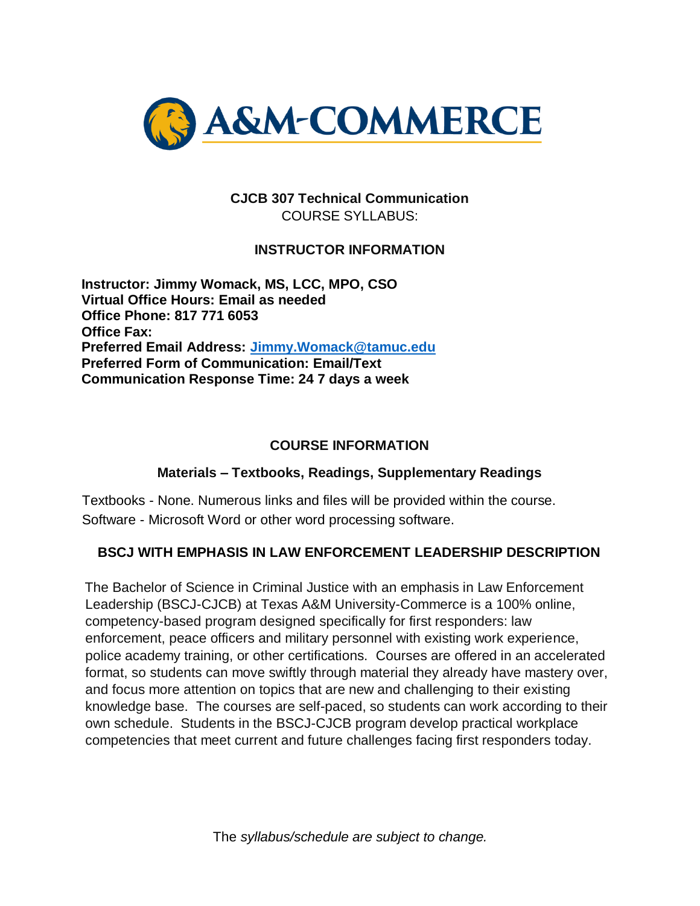# CJCB 307 Technical Communication

COURSE SYLLABUS:

## INSTRUCTOR INFORMATION

**Instructor: Jimmy Womack, MS, LCC, MPO, CSO**
**Virtual Office Hours: Email as needed**
**Office Phone: 817 771 6053**
**Office Fax:**
**Preferred Email Address: Jimmy.Womack@tamuc.edu**
**Preferred Form of Communication: Email/Text**
**Communication Response Time: 24 7 days a week**

## COURSE INFORMATION

### Materials – Textbooks, Readings, Supplementary Readings

Textbooks - None. Numerous links and files will be provided within the course.
Software - Microsoft Word or other word processing software.

### BSCJ WITH EMPHASIS IN LAW ENFORCEMENT LEADERSHIP DESCRIPTION

The Bachelor of Science in Criminal Justice with an emphasis in Law Enforcement Leadership (BSCJ-CJCB) at Texas A&M University-Commerce is a 100% online, competency-based program designed specifically for first responders: law enforcement, peace officers and military personnel with existing work experience, police academy training, or other certifications. Courses are offered in an accelerated format, so students can move swiftly through material they already have mastery over, and focus more attention on topics that are new and challenging to their existing knowledge base. The courses are self-paced, so students can work according to their own schedule. Students in the BSCJ-CJCB program develop practical workplace competencies that meet current and future challenges facing first responders today.

The *syllabus/schedule are subject to change.*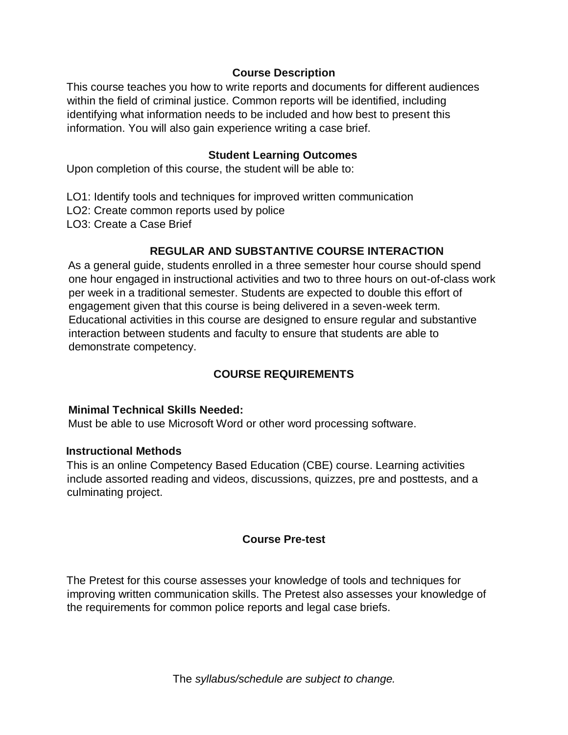## Course Description

This course teaches you how to write reports and documents for different audiences within the field of criminal justice. Common reports will be identified, including identifying what information needs to be included and how best to present this information. You will also gain experience writing a case brief.

## Student Learning Outcomes

Upon completion of this course, the student will be able to:

LO1: Identify tools and techniques for improved written communication
LO2: Create common reports used by police
LO3: Create a Case Brief

## REGULAR AND SUBSTANTIVE COURSE INTERACTION

As a general guide, students enrolled in a three semester hour course should spend one hour engaged in instructional activities and two to three hours on out-of-class work per week in a traditional semester. Students are expected to double this effort of engagement given that this course is being delivered in a seven-week term. Educational activities in this course are designed to ensure regular and substantive interaction between students and faculty to ensure that students are able to demonstrate competency.

## COURSE REQUIREMENTS

### Minimal Technical Skills Needed:

Must be able to use Microsoft Word or other word processing software.

### Instructional Methods

This is an online Competency Based Education (CBE) course. Learning activities include assorted reading and videos, discussions, quizzes, pre and posttests, and a culminating project.

## Course Pre-test

The Pretest for this course assesses your knowledge of tools and techniques for improving written communication skills. The Pretest also assesses your knowledge of the requirements for common police reports and legal case briefs.

The *syllabus/schedule are subject to change.*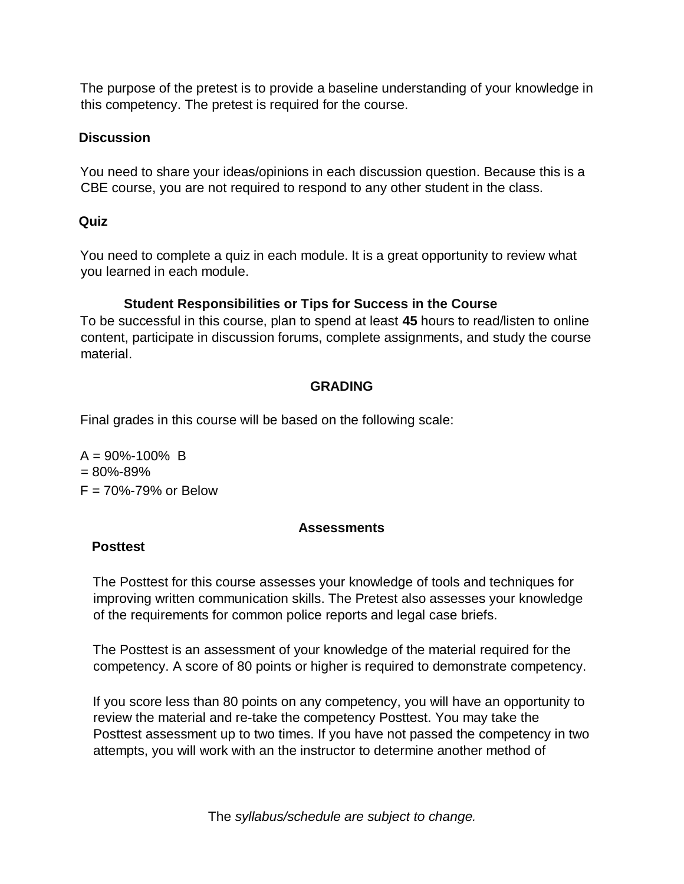The purpose of the pretest is to provide a baseline understanding of your knowledge in this competency. The pretest is required for the course.

### Discussion

You need to share your ideas/opinions in each discussion question. Because this is a CBE course, you are not required to respond to any other student in the class.

### Quiz

You need to complete a quiz in each module. It is a great opportunity to review what you learned in each module.

### Student Responsibilities or Tips for Success in the Course

To be successful in this course, plan to spend at least **45** hours to read/listen to online content, participate in discussion forums, complete assignments, and study the course material.

## GRADING

Final grades in this course will be based on the following scale:

A = 90%-100%  
B = 80%-89%  
F = 70%-79% or Below

## Assessments

### Posttest

The Posttest for this course assesses your knowledge of tools and techniques for improving written communication skills. The Pretest also assesses your knowledge of the requirements for common police reports and legal case briefs.

The Posttest is an assessment of your knowledge of the material required for the competency. A score of 80 points or higher is required to demonstrate competency.

If you score less than 80 points on any competency, you will have an opportunity to review the material and re-take the competency Posttest. You may take the Posttest assessment up to two times. If you have not passed the competency in two attempts, you will work with an the instructor to determine another method of

The *syllabus/schedule are subject to change.*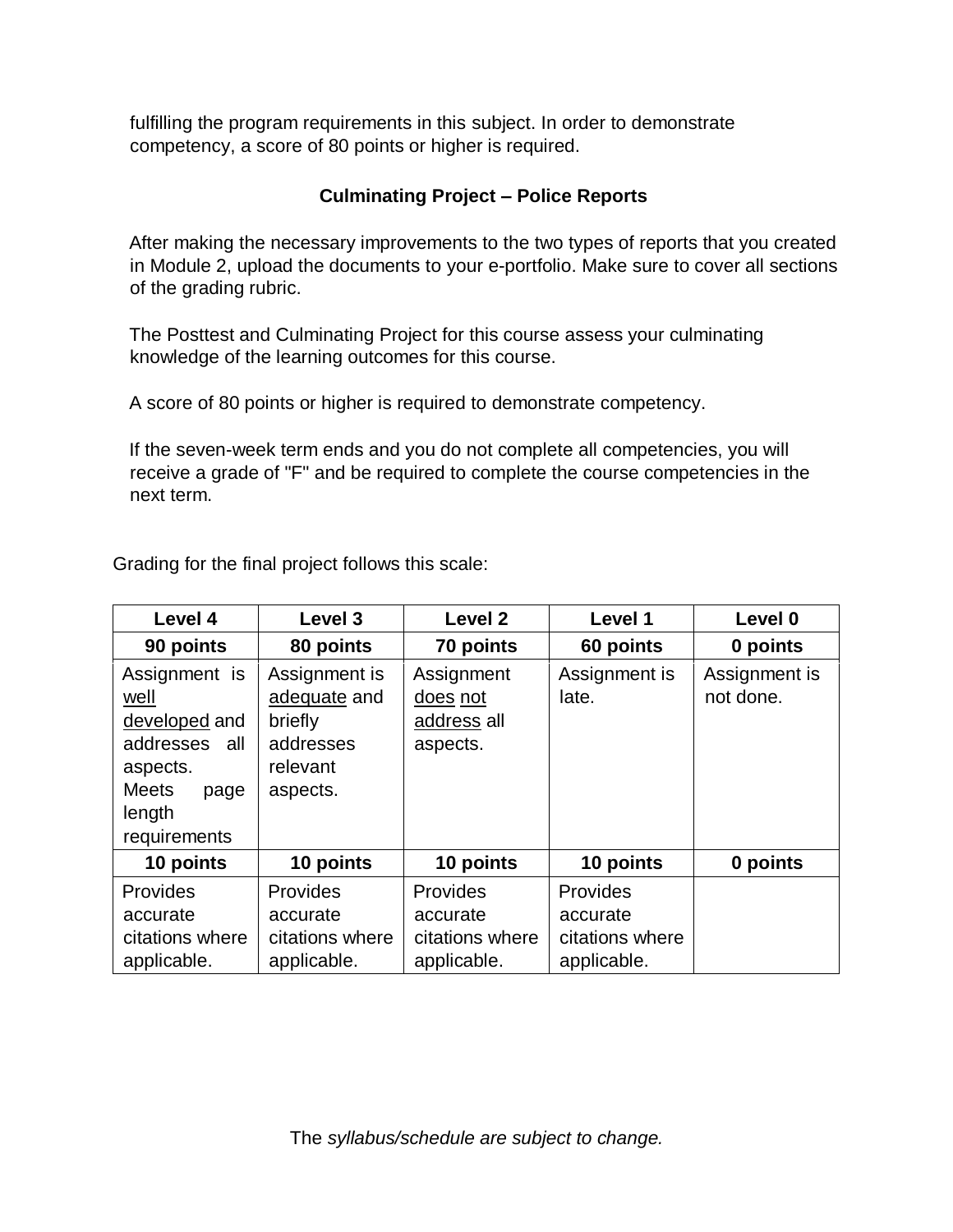fulfilling the program requirements in this subject. In order to demonstrate competency, a score of 80 points or higher is required.

**Culminating Project – Police Reports**

After making the necessary improvements to the two types of reports that you created in Module 2, upload the documents to your e-portfolio. Make sure to cover all sections of the grading rubric.

The Posttest and Culminating Project for this course assess your culminating knowledge of the learning outcomes for this course.

A score of 80 points or higher is required to demonstrate competency.

If the seven-week term ends and you do not complete all competencies, you will receive a grade of "F" and be required to complete the course competencies in the next term.

Grading for the final project follows this scale:

| **Level 4** | **Level 3** | **Level 2** | **Level 1** | **Level 0** |
|---|---|---|---|---|
| **90 points** | **80 points** | **70 points** | **60 points** | **0 points** |
| Assignment is well developed and addresses all aspects. Meets page length requirements | Assignment is adequate and briefly addresses relevant aspects. | Assignment does not address all aspects. | Assignment is late. | Assignment is not done. |
| **10 points** | **10 points** | **10 points** | **10 points** | **0 points** |
| Provides accurate citations where applicable. | Provides accurate citations where applicable. | Provides accurate citations where applicable. | Provides accurate citations where applicable. | |

The *syllabus/schedule are subject to change.*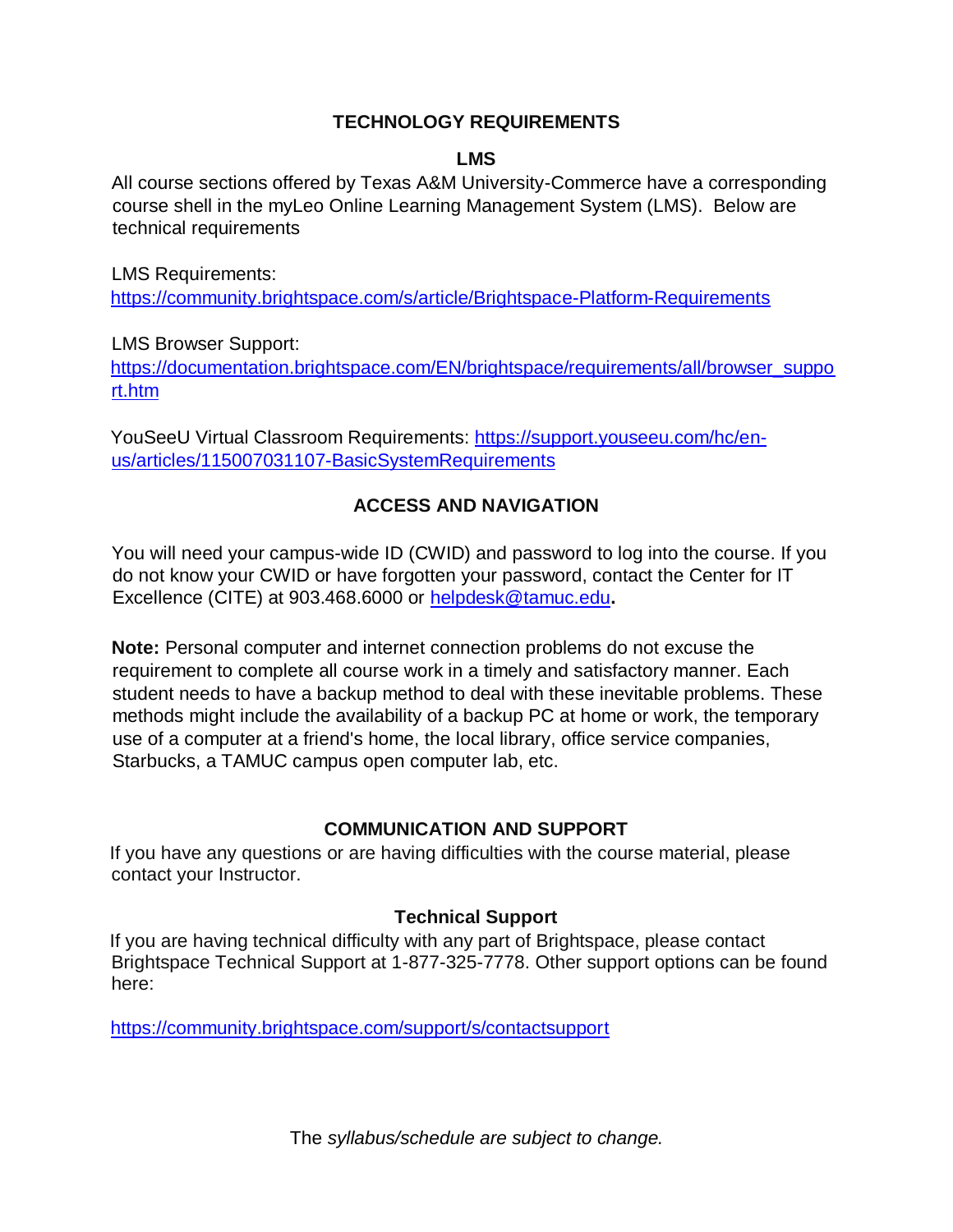## TECHNOLOGY REQUIREMENTS

### LMS

All course sections offered by Texas A&M University-Commerce have a corresponding course shell in the myLeo Online Learning Management System (LMS). Below are technical requirements

LMS Requirements:
[https://community.brightspace.com/s/article/Brightspace-Platform-Requirements](https://community.brightspace.com/s/article/Brightspace-Platform-Requirements)

LMS Browser Support:
[https://documentation.brightspace.com/EN/brightspace/requirements/all/browser_support.htm](https://documentation.brightspace.com/EN/brightspace/requirements/all/browser_support.htm)

YouSeeU Virtual Classroom Requirements: [https://support.youseeu.com/hc/en-us/articles/115007031107-BasicSystemRequirements](https://support.youseeu.com/hc/en-us/articles/115007031107-BasicSystemRequirements)

## ACCESS AND NAVIGATION

You will need your campus-wide ID (CWID) and password to log into the course. If you do not know your CWID or have forgotten your password, contact the Center for IT Excellence (CITE) at 903.468.6000 or [helpdesk@tamuc.edu](mailto:helpdesk@tamuc.edu)**.**

**Note:** Personal computer and internet connection problems do not excuse the requirement to complete all course work in a timely and satisfactory manner. Each student needs to have a backup method to deal with these inevitable problems. These methods might include the availability of a backup PC at home or work, the temporary use of a computer at a friend's home, the local library, office service companies, Starbucks, a TAMUC campus open computer lab, etc.

## COMMUNICATION AND SUPPORT

If you have any questions or are having difficulties with the course material, please contact your Instructor.

### Technical Support

If you are having technical difficulty with any part of Brightspace, please contact Brightspace Technical Support at 1-877-325-7778. Other support options can be found here:

[https://community.brightspace.com/support/s/contactsupport](https://community.brightspace.com/support/s/contactsupport)

The *syllabus/schedule are subject to change.*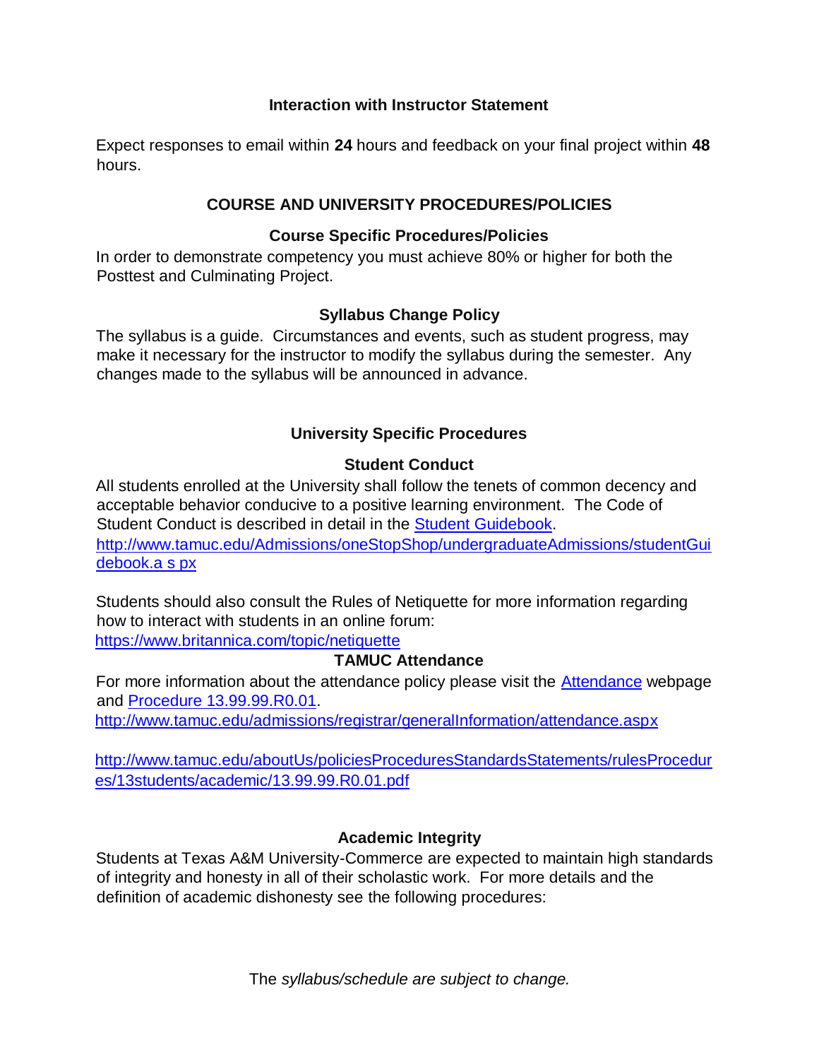### Interaction with Instructor Statement

Expect responses to email within **24** hours and feedback on your final project within **48** hours.

## COURSE AND UNIVERSITY PROCEDURES/POLICIES

### Course Specific Procedures/Policies

In order to demonstrate competency you must achieve 80% or higher for both the Posttest and Culminating Project.

### Syllabus Change Policy

The syllabus is a guide. Circumstances and events, such as student progress, may make it necessary for the instructor to modify the syllabus during the semester. Any changes made to the syllabus will be announced in advance.

### University Specific Procedures

### Student Conduct

All students enrolled at the University shall follow the tenets of common decency and acceptable behavior conducive to a positive learning environment. The Code of Student Conduct is described in detail in the [Student Guidebook](http://www.tamuc.edu/Admissions/oneStopShop/undergraduateAdmissions/studentGuidebook.aspx).
[http://www.tamuc.edu/Admissions/oneStopShop/undergraduateAdmissions/studentGuidebook.a s px](http://www.tamuc.edu/Admissions/oneStopShop/undergraduateAdmissions/studentGuidebook.aspx)

Students should also consult the Rules of Netiquette for more information regarding how to interact with students in an online forum:
[https://www.britannica.com/topic/netiquette](https://www.britannica.com/topic/netiquette)

### TAMUC Attendance

For more information about the attendance policy please visit the [Attendance](http://www.tamuc.edu/admissions/registrar/generalInformation/attendance.aspx) webpage and [Procedure 13.99.99.R0.01](http://www.tamuc.edu/aboutUs/policiesProceduresStandardsStatements/rulesProcedures/13students/academic/13.99.99.R0.01.pdf).
[http://www.tamuc.edu/admissions/registrar/generalInformation/attendance.aspx](http://www.tamuc.edu/admissions/registrar/generalInformation/attendance.aspx)

[http://www.tamuc.edu/aboutUs/policiesProceduresStandardsStatements/rulesProcedures/13students/academic/13.99.99.R0.01.pdf](http://www.tamuc.edu/aboutUs/policiesProceduresStandardsStatements/rulesProcedures/13students/academic/13.99.99.R0.01.pdf)

### Academic Integrity

Students at Texas A&M University-Commerce are expected to maintain high standards of integrity and honesty in all of their scholastic work. For more details and the definition of academic dishonesty see the following procedures:

The *syllabus/schedule are subject to change.*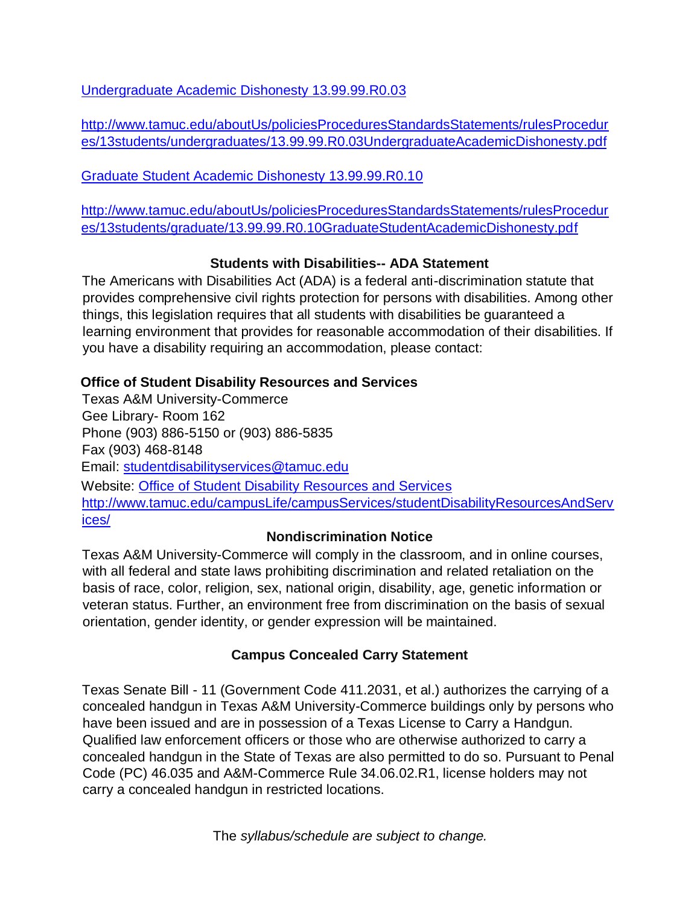[Undergraduate Academic Dishonesty 13.99.99.R0.03](http://www.tamuc.edu/aboutUs/policiesProceduresStandardsStatements/rulesProcedures/13students/undergraduates/13.99.99.R0.03UndergraduateAcademicDishonesty.pdf)

http://www.tamuc.edu/aboutUs/policiesProceduresStandardsStatements/rulesProcedures/13students/undergraduates/13.99.99.R0.03UndergraduateAcademicDishonesty.pdf

[Graduate Student Academic Dishonesty 13.99.99.R0.10](http://www.tamuc.edu/aboutUs/policiesProceduresStandardsStatements/rulesProcedures/13students/graduate/13.99.99.R0.10GraduateStudentAcademicDishonesty.pdf)

http://www.tamuc.edu/aboutUs/policiesProceduresStandardsStatements/rulesProcedures/13students/graduate/13.99.99.R0.10GraduateStudentAcademicDishonesty.pdf

## Students with Disabilities-- ADA Statement

The Americans with Disabilities Act (ADA) is a federal anti-discrimination statute that provides comprehensive civil rights protection for persons with disabilities. Among other things, this legislation requires that all students with disabilities be guaranteed a learning environment that provides for reasonable accommodation of their disabilities. If you have a disability requiring an accommodation, please contact:

**Office of Student Disability Resources and Services**

Texas A&M University-Commerce
Gee Library- Room 162
Phone (903) 886-5150 or (903) 886-5835
Fax (903) 468-8148
Email: studentdisabilityservices@tamuc.edu
Website: [Office of Student Disability Resources and Services](http://www.tamuc.edu/campusLife/campusServices/studentDisabilityResourcesAndServices/)
http://www.tamuc.edu/campusLife/campusServices/studentDisabilityResourcesAndServices/

## Nondiscrimination Notice

Texas A&M University-Commerce will comply in the classroom, and in online courses, with all federal and state laws prohibiting discrimination and related retaliation on the basis of race, color, religion, sex, national origin, disability, age, genetic information or veteran status. Further, an environment free from discrimination on the basis of sexual orientation, gender identity, or gender expression will be maintained.

## Campus Concealed Carry Statement

Texas Senate Bill - 11 (Government Code 411.2031, et al.) authorizes the carrying of a concealed handgun in Texas A&M University-Commerce buildings only by persons who have been issued and are in possession of a Texas License to Carry a Handgun. Qualified law enforcement officers or those who are otherwise authorized to carry a concealed handgun in the State of Texas are also permitted to do so. Pursuant to Penal Code (PC) 46.035 and A&M-Commerce Rule 34.06.02.R1, license holders may not carry a concealed handgun in restricted locations.

The *syllabus/schedule are subject to change.*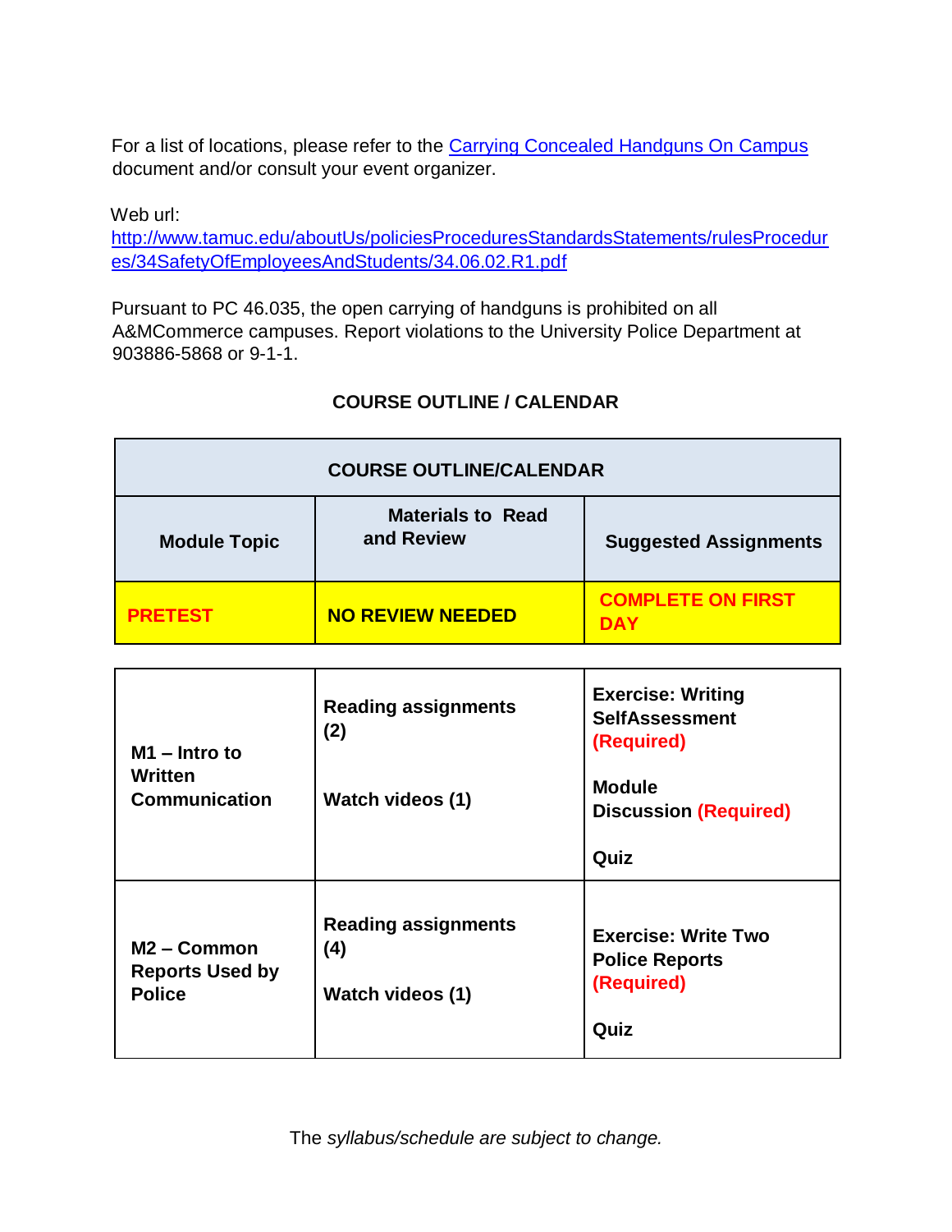For a list of locations, please refer to the [Carrying Concealed Handguns On Campus](http://www.tamuc.edu/aboutUs/policiesProceduresStandardsStatements/rulesProcedures/34SafetyOfEmployeesAndStudents/34.06.02.R1.pdf) document and/or consult your event organizer.

Web url:
[http://www.tamuc.edu/aboutUs/policiesProceduresStandardsStatements/rulesProcedures/34SafetyOfEmployeesAndStudents/34.06.02.R1.pdf](http://www.tamuc.edu/aboutUs/policiesProceduresStandardsStatements/rulesProcedures/34SafetyOfEmployeesAndStudents/34.06.02.R1.pdf)

Pursuant to PC 46.035, the open carrying of handguns is prohibited on all A&MCommerce campuses. Report violations to the University Police Department at 903886-5868 or 9-1-1.

## COURSE OUTLINE / CALENDAR

| **COURSE OUTLINE/CALENDAR** | | |
|---|---|---|
| **Module Topic** | **Materials to Read and Review** | **Suggested Assignments** |
| **PRETEST** | **NO REVIEW NEEDED** | **COMPLETE ON FIRST DAY** |
| **M1 – Intro to Written Communication** | **Reading assignments (2)**<br><br>**Watch videos (1)** | **Exercise: Writing SelfAssessment (Required)**<br><br>**Module Discussion (Required)**<br><br>**Quiz** |
| **M2 – Common Reports Used by Police** | **Reading assignments (4)**<br><br>**Watch videos (1)** | **Exercise: Write Two Police Reports (Required)**<br><br>**Quiz** |

The *syllabus/schedule are subject to change.*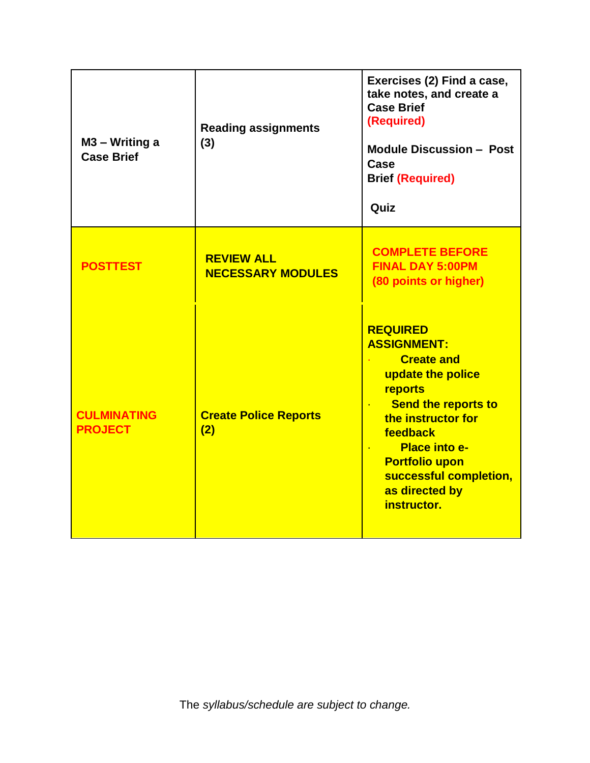| | | |
|---|---|---|
| **M3 – Writing a Case Brief** | **Reading assignments (3)** | **Exercises (2) Find a case, take notes, and create a Case Brief (Required)**<br><br>**Module Discussion – Post Case Brief (Required)**<br><br>**Quiz** |
| **POSTTEST** | **REVIEW ALL NECESSARY MODULES** | **COMPLETE BEFORE FINAL DAY 5:00PM (80 points or higher)** |
| **CULMINATING PROJECT** | **Create Police Reports (2)** | **REQUIRED ASSIGNMENT:**<br>· **Create and update the police reports**<br>· **Send the reports to the instructor for feedback**<br>· **Place into e-Portfolio upon successful completion, as directed by instructor.** |

The *syllabus/schedule are subject to change.*